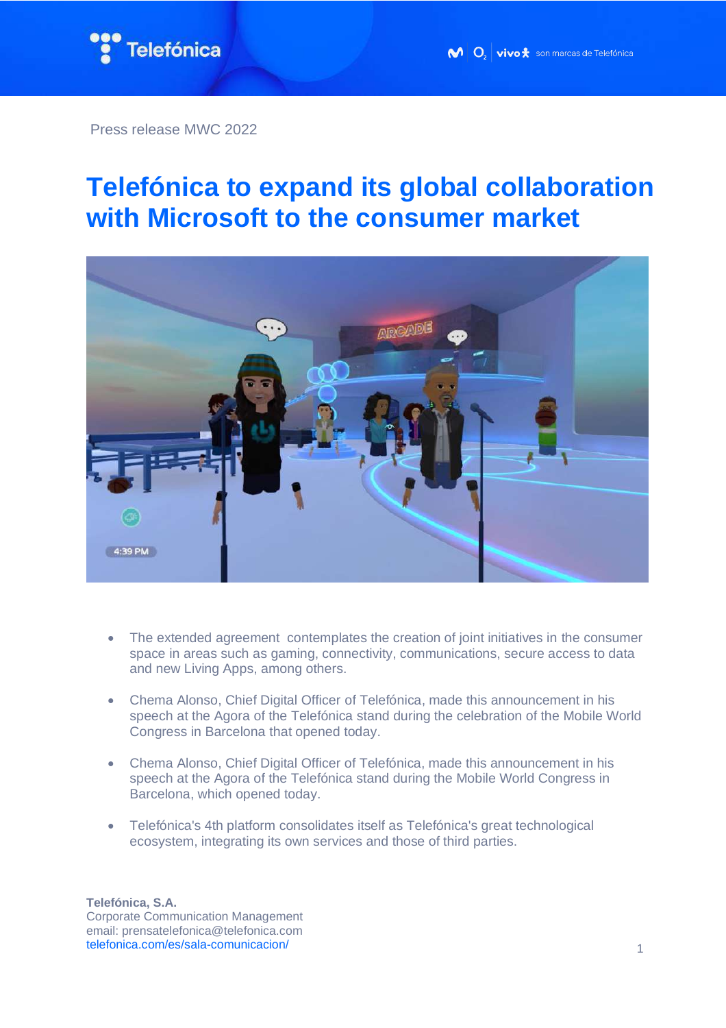Press release MWC 2022

# Telefónica to expand its global collaboration with Microsoft to the consumer market

- The extended agreement contemplates the creation of joint initiatives in the consumer space in areas such as gaming, connectivity, communications, secure access to data and new Living Apps, among others.
- Chema Alonso, Chief Digital Officer of Telefónica, made this announcement in his speech at the Agora of the Telefónica stand during the celebration of the Mobile World Congress in Barcelona that opened today.
- Chema Alonso, Chief Digital Officer of Telefónica, made this announcement in his speech at the Agora of the Telefónica stand during the Mobile World Congress in Barcelona, which opened today.
- Telefónica's 4th platform consolidates itself as Telefónica's great technological ecosystem, integrating its own services and those of third parties.

**Telefónica, S.A.**
Corporate Communication Management
email: prensatelefonica@telefonica.com
telefonica.com/es/sala-comunicacion/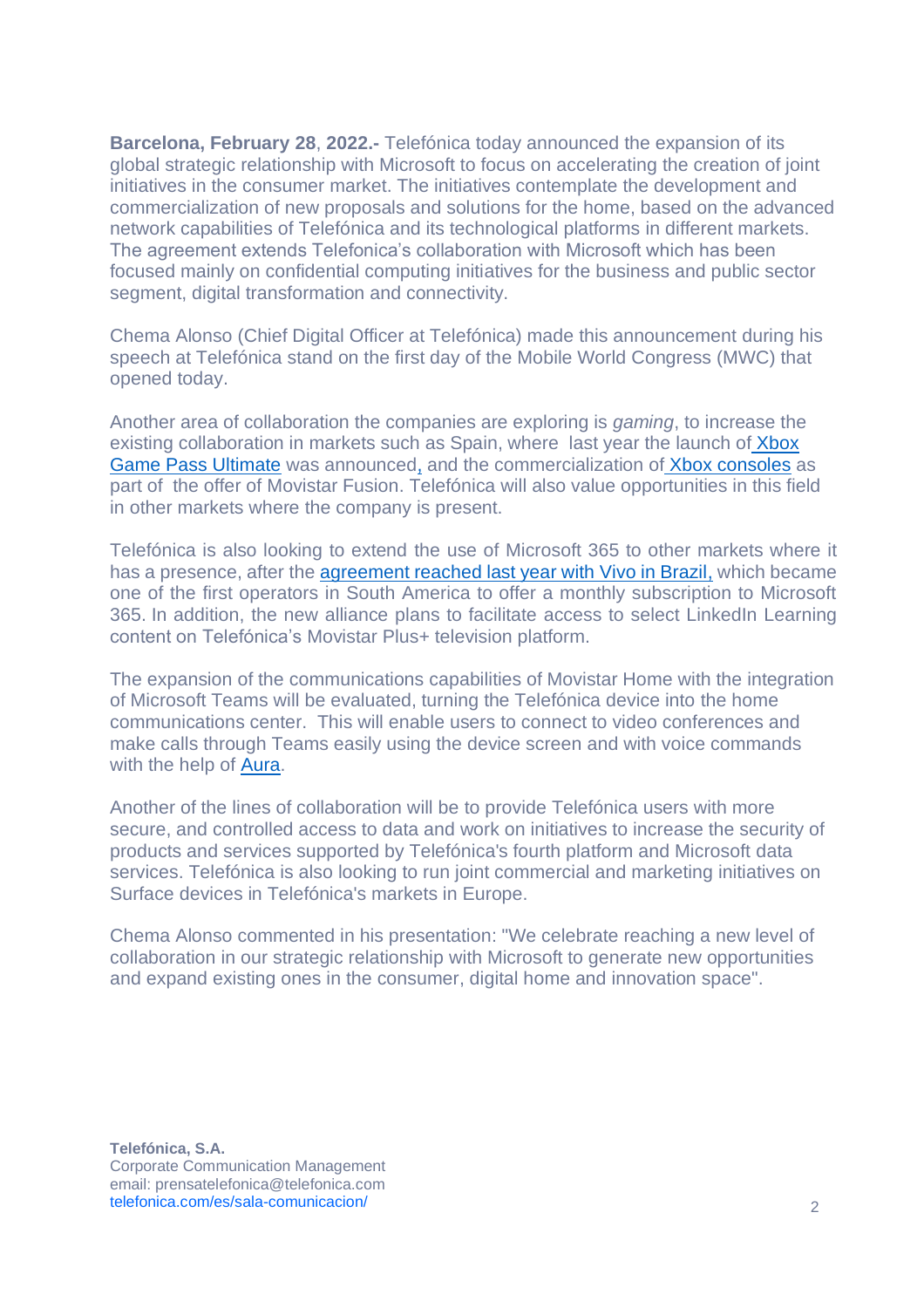**Barcelona, February 28**, **2022.-** Telefónica today announced the expansion of its global strategic relationship with Microsoft to focus on accelerating the creation of joint initiatives in the consumer market. The initiatives contemplate the development and commercialization of new proposals and solutions for the home, based on the advanced network capabilities of Telefónica and its technological platforms in different markets. The agreement extends Telefonica's collaboration with Microsoft which has been focused mainly on confidential computing initiatives for the business and public sector segment, digital transformation and connectivity.

Chema Alonso (Chief Digital Officer at Telefónica) made this announcement during his speech at Telefónica stand on the first day of the Mobile World Congress (MWC) that opened today.

Another area of collaboration the companies are exploring is *gaming*, to increase the existing collaboration in markets such as Spain, where last year the launch of Xbox Game Pass Ultimate was announced, and the commercialization of Xbox consoles as part of the offer of Movistar Fusion. Telefónica will also value opportunities in this field in other markets where the company is present.

Telefónica is also looking to extend the use of Microsoft 365 to other markets where it has a presence, after the agreement reached last year with Vivo in Brazil, which became one of the first operators in South America to offer a monthly subscription to Microsoft 365. In addition, the new alliance plans to facilitate access to select LinkedIn Learning content on Telefónica's Movistar Plus+ television platform.

The expansion of the communications capabilities of Movistar Home with the integration of Microsoft Teams will be evaluated, turning the Telefónica device into the home communications center. This will enable users to connect to video conferences and make calls through Teams easily using the device screen and with voice commands with the help of Aura.

Another of the lines of collaboration will be to provide Telefónica users with more secure, and controlled access to data and work on initiatives to increase the security of products and services supported by Telefónica's fourth platform and Microsoft data services. Telefónica is also looking to run joint commercial and marketing initiatives on Surface devices in Telefónica's markets in Europe.

Chema Alonso commented in his presentation: "We celebrate reaching a new level of collaboration in our strategic relationship with Microsoft to generate new opportunities and expand existing ones in the consumer, digital home and innovation space".

**Telefónica, S.A.**
Corporate Communication Management
email: prensatelefonica@telefonica.com
telefonica.com/es/sala-comunicacion/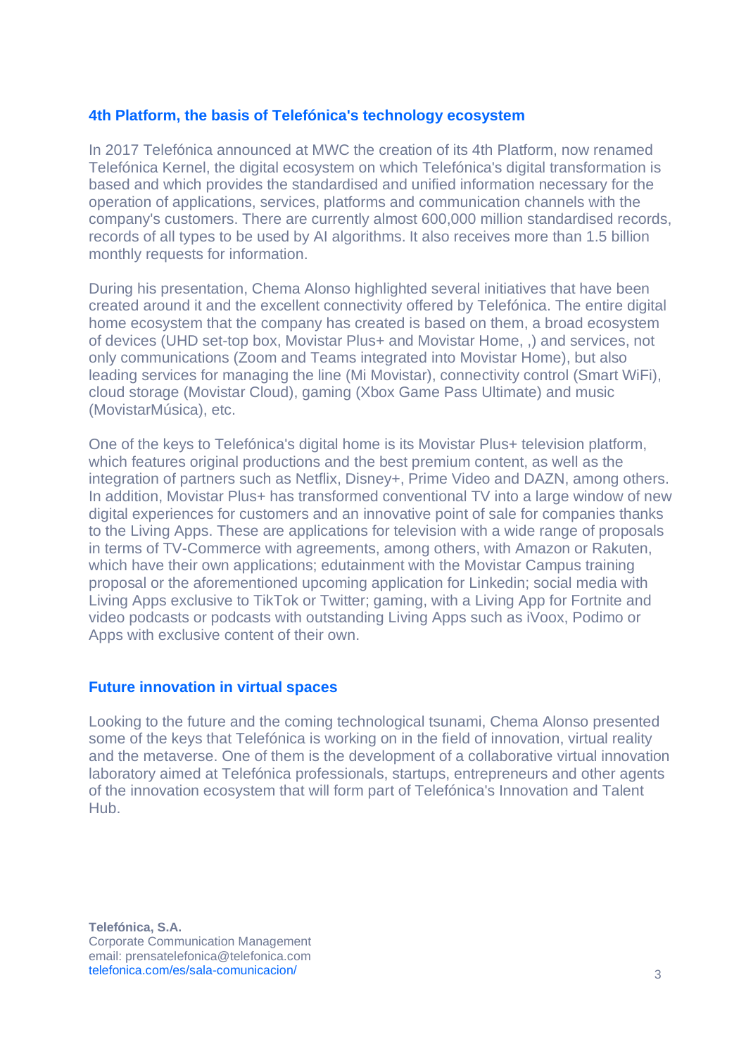## 4th Platform, the basis of Telefónica's technology ecosystem

In 2017 Telefónica announced at MWC the creation of its 4th Platform, now renamed Telefónica Kernel, the digital ecosystem on which Telefónica's digital transformation is based and which provides the standardised and unified information necessary for the operation of applications, services, platforms and communication channels with the company's customers. There are currently almost 600,000 million standardised records, records of all types to be used by AI algorithms. It also receives more than 1.5 billion monthly requests for information.

During his presentation, Chema Alonso highlighted several initiatives that have been created around it and the excellent connectivity offered by Telefónica. The entire digital home ecosystem that the company has created is based on them, a broad ecosystem of devices (UHD set-top box, Movistar Plus+ and Movistar Home, ,) and services, not only communications (Zoom and Teams integrated into Movistar Home), but also leading services for managing the line (Mi Movistar), connectivity control (Smart WiFi), cloud storage (Movistar Cloud), gaming (Xbox Game Pass Ultimate) and music (MovistarMúsica), etc.

One of the keys to Telefónica's digital home is its Movistar Plus+ television platform, which features original productions and the best premium content, as well as the integration of partners such as Netflix, Disney+, Prime Video and DAZN, among others. In addition, Movistar Plus+ has transformed conventional TV into a large window of new digital experiences for customers and an innovative point of sale for companies thanks to the Living Apps. These are applications for television with a wide range of proposals in terms of TV-Commerce with agreements, among others, with Amazon or Rakuten, which have their own applications; edutainment with the Movistar Campus training proposal or the aforementioned upcoming application for Linkedin; social media with Living Apps exclusive to TikTok or Twitter; gaming, with a Living App for Fortnite and video podcasts or podcasts with outstanding Living Apps such as iVoox, Podimo or Apps with exclusive content of their own.

## Future innovation in virtual spaces

Looking to the future and the coming technological tsunami, Chema Alonso presented some of the keys that Telefónica is working on in the field of innovation, virtual reality and the metaverse. One of them is the development of a collaborative virtual innovation laboratory aimed at Telefónica professionals, startups, entrepreneurs and other agents of the innovation ecosystem that will form part of Telefónica's Innovation and Talent Hub.

**Telefónica, S.A.**
Corporate Communication Management
email: prensatelefonica@telefonica.com
telefonica.com/es/sala-comunicacion/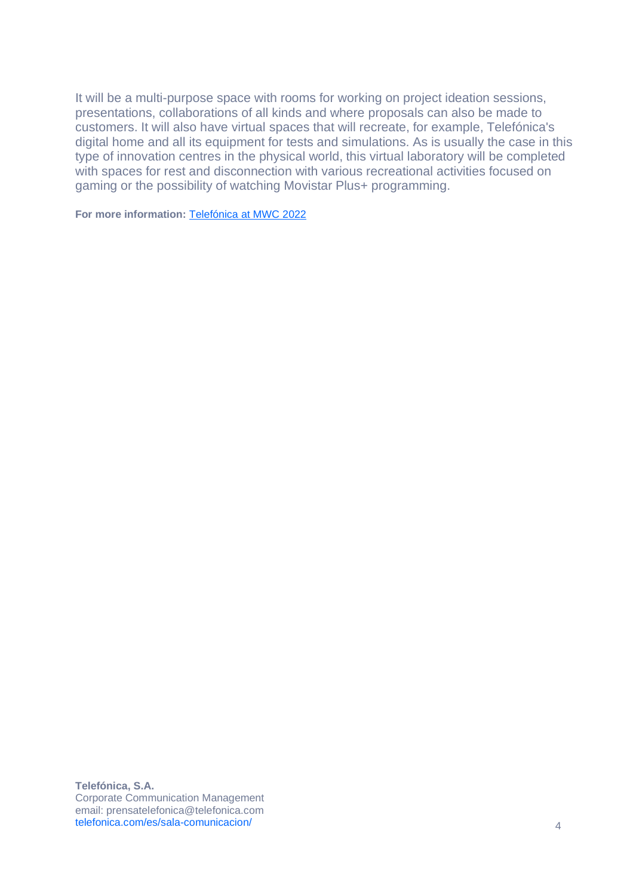It will be a multi-purpose space with rooms for working on project ideation sessions, presentations, collaborations of all kinds and where proposals can also be made to customers. It will also have virtual spaces that will recreate, for example, Telefónica's digital home and all its equipment for tests and simulations. As is usually the case in this type of innovation centres in the physical world, this virtual laboratory will be completed with spaces for rest and disconnection with various recreational activities focused on gaming or the possibility of watching Movistar Plus+ programming.

**For more information:** Telefónica at MWC 2022

**Telefónica, S.A.**
Corporate Communication Management
email: prensatelefonica@telefonica.com
telefonica.com/es/sala-comunicacion/